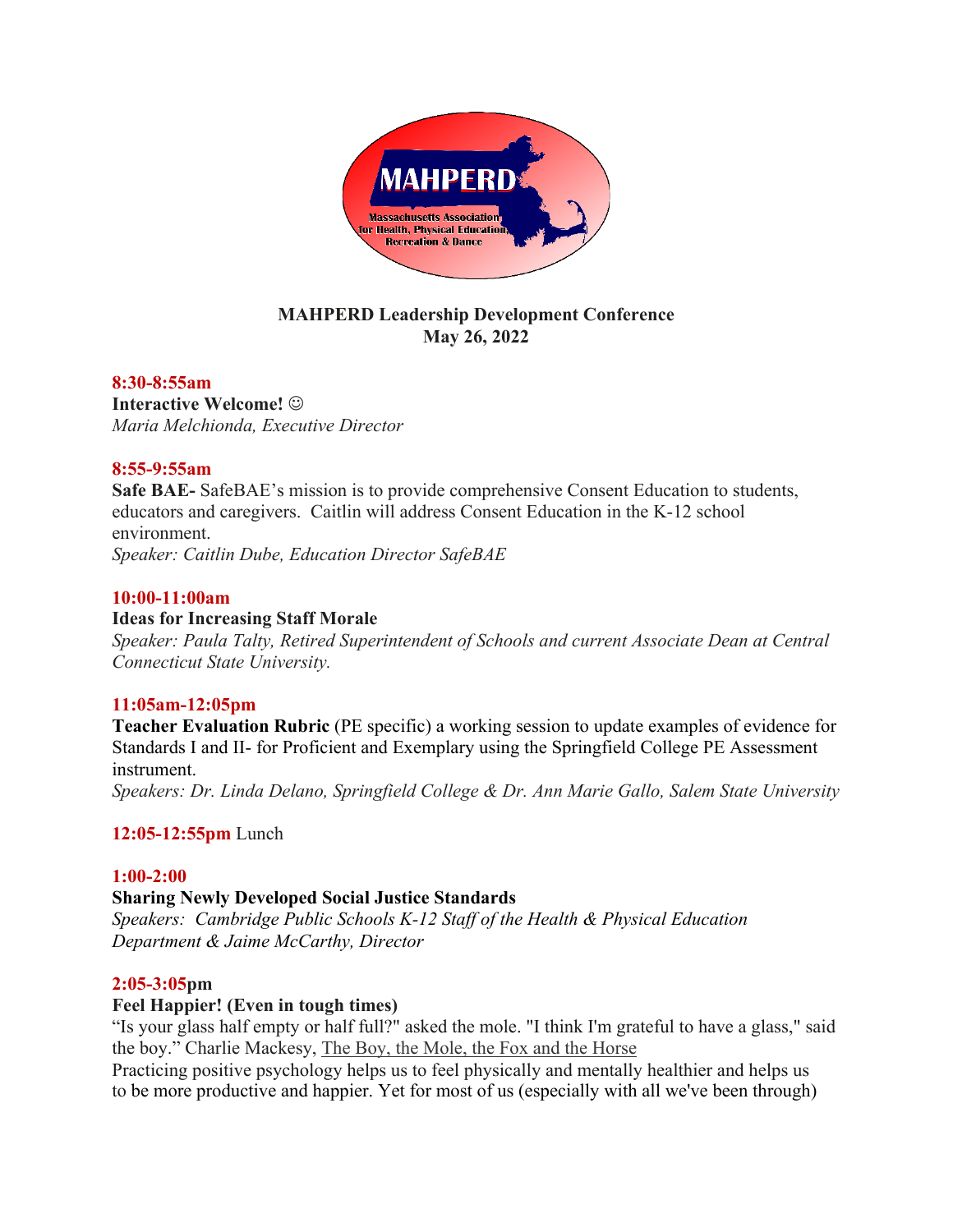**MAHPERD Leadership Development Conference**
**May 26, 2022**

**8:30-8:55am**
**Interactive Welcome!** ☺
*Maria Melchionda, Executive Director*

**8:55-9:55am**
**Safe BAE-** SafeBAE's mission is to provide comprehensive Consent Education to students, educators and caregivers. Caitlin will address Consent Education in the K-12 school environment.
*Speaker: Caitlin Dube, Education Director SafeBAE*

**10:00-11:00am**
**Ideas for Increasing Staff Morale**
*Speaker: Paula Talty, Retired Superintendent of Schools and current Associate Dean at Central Connecticut State University.*

**11:05am-12:05pm**
**Teacher Evaluation Rubric** (PE specific) a working session to update examples of evidence for Standards I and II- for Proficient and Exemplary using the Springfield College PE Assessment instrument.
*Speakers: Dr. Linda Delano, Springfield College & Dr. Ann Marie Gallo, Salem State University*

**12:05-12:55pm** Lunch

**1:00-2:00**
**Sharing Newly Developed Social Justice Standards**
*Speakers: Cambridge Public Schools K-12 Staff of the Health & Physical Education Department & Jaime McCarthy, Director*

**2:05-3:05pm**
**Feel Happier! (Even in tough times)**
"Is your glass half empty or half full?" asked the mole. "I think I'm grateful to have a glass," said the boy." Charlie Mackesy, The Boy, the Mole, the Fox and the Horse
Practicing positive psychology helps us to feel physically and mentally healthier and helps us to be more productive and happier. Yet for most of us (especially with all we've been through)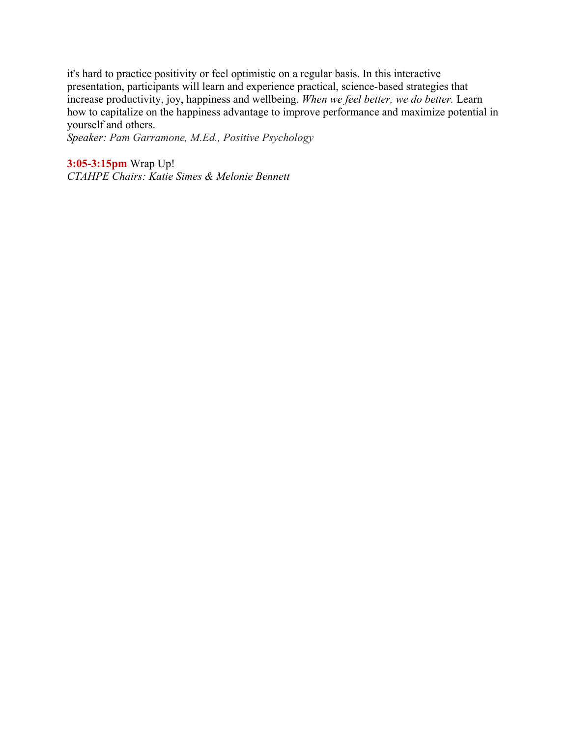it's hard to practice positivity or feel optimistic on a regular basis. In this interactive presentation, participants will learn and experience practical, science-based strategies that increase productivity, joy, happiness and wellbeing. *When we feel better, we do better.* Learn how to capitalize on the happiness advantage to improve performance and maximize potential in yourself and others.
*Speaker: Pam Garramone, M.Ed., Positive Psychology*

**3:05-3:15pm** Wrap Up!
*CTAHPE Chairs: Katie Simes & Melonie Bennett*